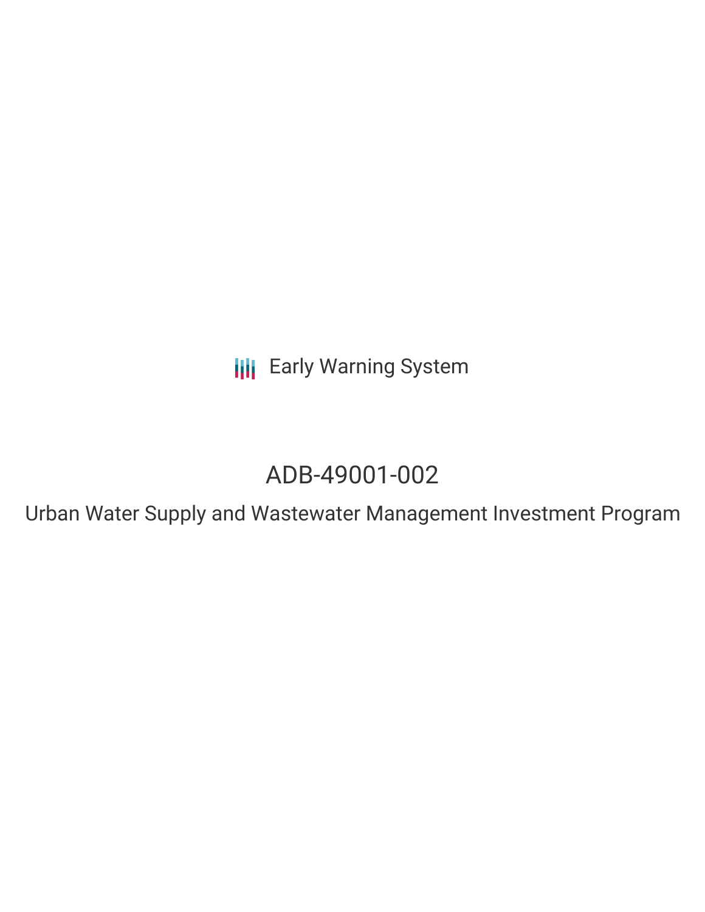Early Warning System

# ADB-49001-002

## Urban Water Supply and Wastewater Management Investment Program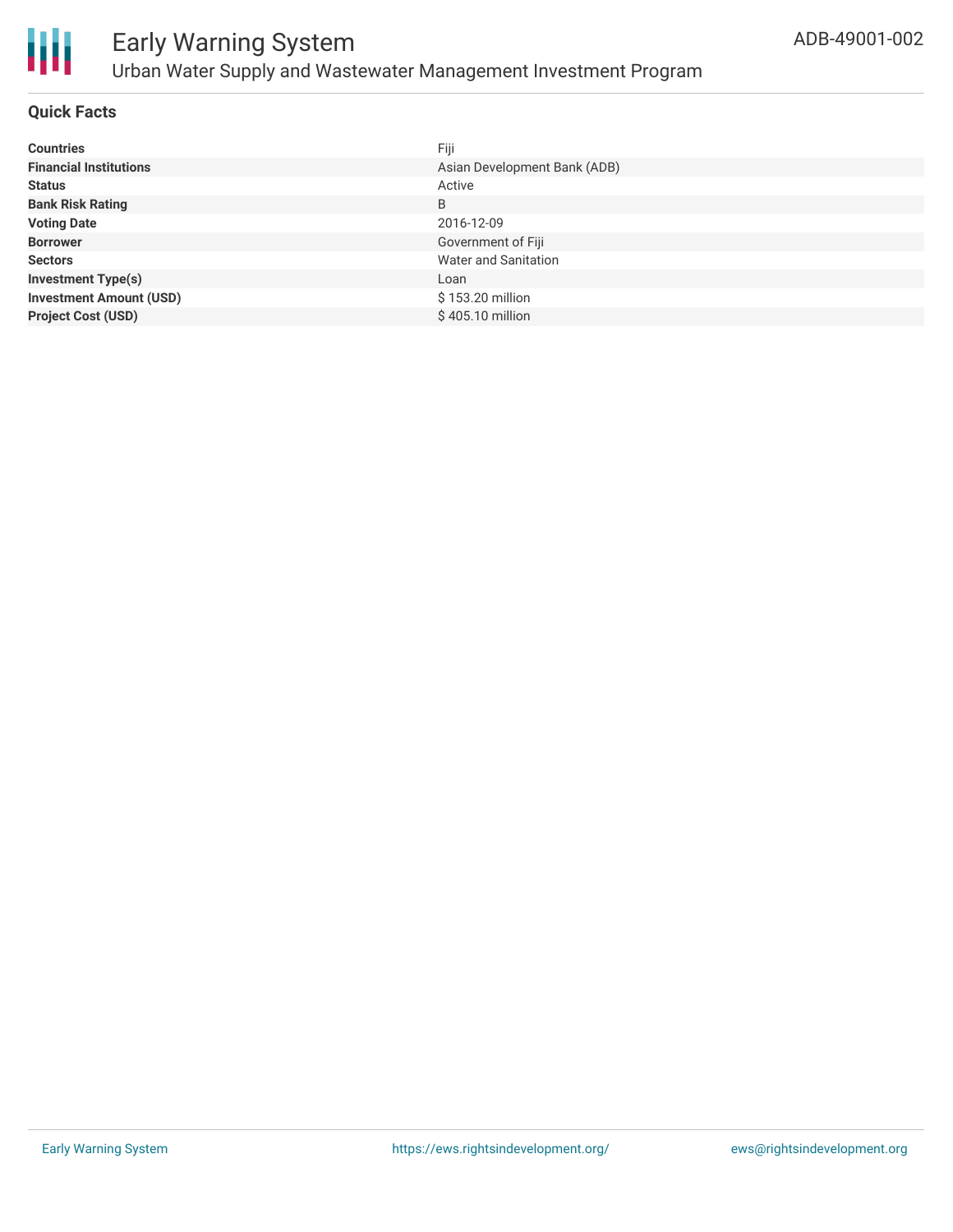# Early Warning System

## Urban Water Supply and Wastewater Management Investment Program

ADB-49001-002

### Quick Facts

| | |
|---|---|
| **Countries** | Fiji |
| **Financial Institutions** | Asian Development Bank (ADB) |
| **Status** | Active |
| **Bank Risk Rating** | B |
| **Voting Date** | 2016-12-09 |
| **Borrower** | Government of Fiji |
| **Sectors** | Water and Sanitation |
| **Investment Type(s)** | Loan |
| **Investment Amount (USD)** | $ 153.20 million |
| **Project Cost (USD)** | $ 405.10 million |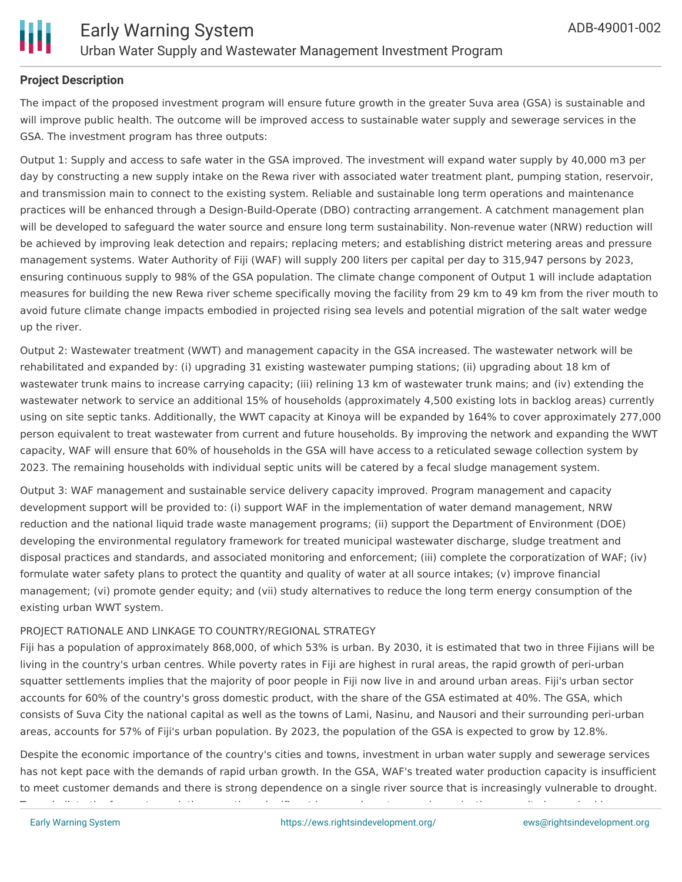**Project Description**

The impact of the proposed investment program will ensure future growth in the greater Suva area (GSA) is sustainable and will improve public health. The outcome will be improved access to sustainable water supply and sewerage services in the GSA. The investment program has three outputs:

Output 1: Supply and access to safe water in the GSA improved. The investment will expand water supply by 40,000 m3 per day by constructing a new supply intake on the Rewa river with associated water treatment plant, pumping station, reservoir, and transmission main to connect to the existing system. Reliable and sustainable long term operations and maintenance practices will be enhanced through a Design-Build-Operate (DBO) contracting arrangement. A catchment management plan will be developed to safeguard the water source and ensure long term sustainability. Non-revenue water (NRW) reduction will be achieved by improving leak detection and repairs; replacing meters; and establishing district metering areas and pressure management systems. Water Authority of Fiji (WAF) will supply 200 liters per capital per day to 315,947 persons by 2023, ensuring continuous supply to 98% of the GSA population. The climate change component of Output 1 will include adaptation measures for building the new Rewa river scheme specifically moving the facility from 29 km to 49 km from the river mouth to avoid future climate change impacts embodied in projected rising sea levels and potential migration of the salt water wedge up the river.

Output 2: Wastewater treatment (WWT) and management capacity in the GSA increased. The wastewater network will be rehabilitated and expanded by: (i) upgrading 31 existing wastewater pumping stations; (ii) upgrading about 18 km of wastewater trunk mains to increase carrying capacity; (iii) relining 13 km of wastewater trunk mains; and (iv) extending the wastewater network to service an additional 15% of households (approximately 4,500 existing lots in backlog areas) currently using on site septic tanks. Additionally, the WWT capacity at Kinoya will be expanded by 164% to cover approximately 277,000 person equivalent to treat wastewater from current and future households. By improving the network and expanding the WWT capacity, WAF will ensure that 60% of households in the GSA will have access to a reticulated sewage collection system by 2023. The remaining households with individual septic units will be catered by a fecal sludge management system.

Output 3: WAF management and sustainable service delivery capacity improved. Program management and capacity development support will be provided to: (i) support WAF in the implementation of water demand management, NRW reduction and the national liquid trade waste management programs; (ii) support the Department of Environment (DOE) developing the environmental regulatory framework for treated municipal wastewater discharge, sludge treatment and disposal practices and standards, and associated monitoring and enforcement; (iii) complete the corporatization of WAF; (iv) formulate water safety plans to protect the quantity and quality of water at all source intakes; (v) improve financial management; (vi) promote gender equity; and (vii) study alternatives to reduce the long term energy consumption of the existing urban WWT system.

PROJECT RATIONALE AND LINKAGE TO COUNTRY/REGIONAL STRATEGY

Fiji has a population of approximately 868,000, of which 53% is urban. By 2030, it is estimated that two in three Fijians will be living in the country's urban centres. While poverty rates in Fiji are highest in rural areas, the rapid growth of peri-urban squatter settlements implies that the majority of poor people in Fiji now live in and around urban areas. Fiji's urban sector accounts for 60% of the country's gross domestic product, with the share of the GSA estimated at 40%. The GSA, which consists of Suva City the national capital as well as the towns of Lami, Nasinu, and Nausori and their surrounding peri-urban areas, accounts for 57% of Fiji's urban population. By 2023, the population of the GSA is expected to grow by 12.8%.

Despite the economic importance of the country's cities and towns, investment in urban water supply and sewerage services has not kept pace with the demands of rapid urban growth. In the GSA, WAF's treated water production capacity is insufficient to meet customer demands and there is strong dependence on a single river source that is increasingly vulnerable to drought.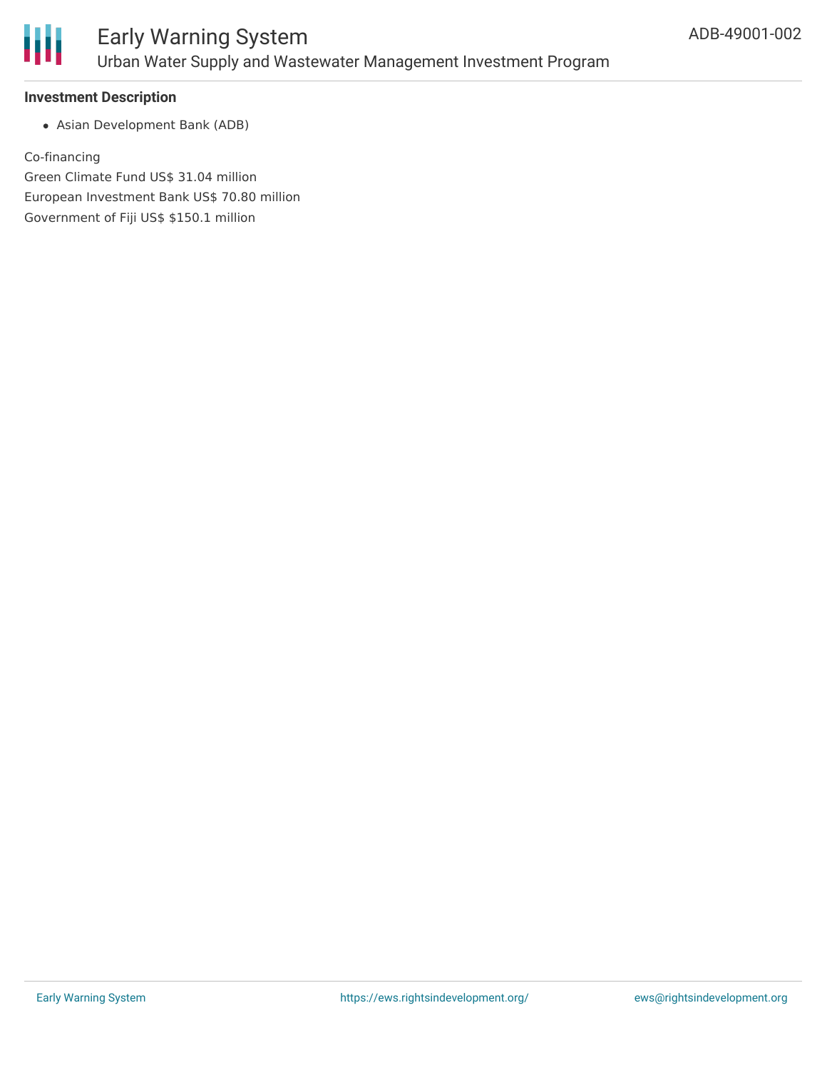### Investment Description

- Asian Development Bank (ADB)

Co-financing
Green Climate Fund US$ 31.04 million
European Investment Bank US$ 70.80 million
Government of Fiji US$ $150.1 million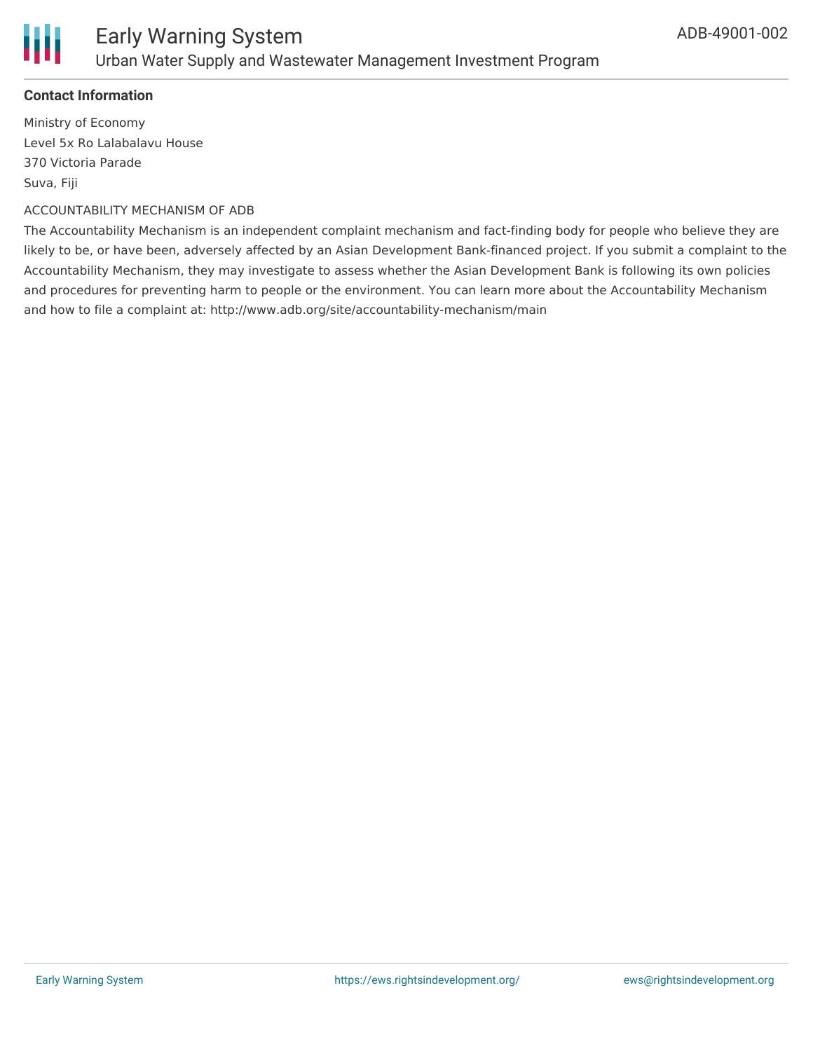**Contact Information**

Ministry of Economy
Level 5x Ro Lalabalavu House
370 Victoria Parade
Suva, Fiji

ACCOUNTABILITY MECHANISM OF ADB

The Accountability Mechanism is an independent complaint mechanism and fact-finding body for people who believe they are likely to be, or have been, adversely affected by an Asian Development Bank-financed project. If you submit a complaint to the Accountability Mechanism, they may investigate to assess whether the Asian Development Bank is following its own policies and procedures for preventing harm to people or the environment. You can learn more about the Accountability Mechanism and how to file a complaint at: http://www.adb.org/site/accountability-mechanism/main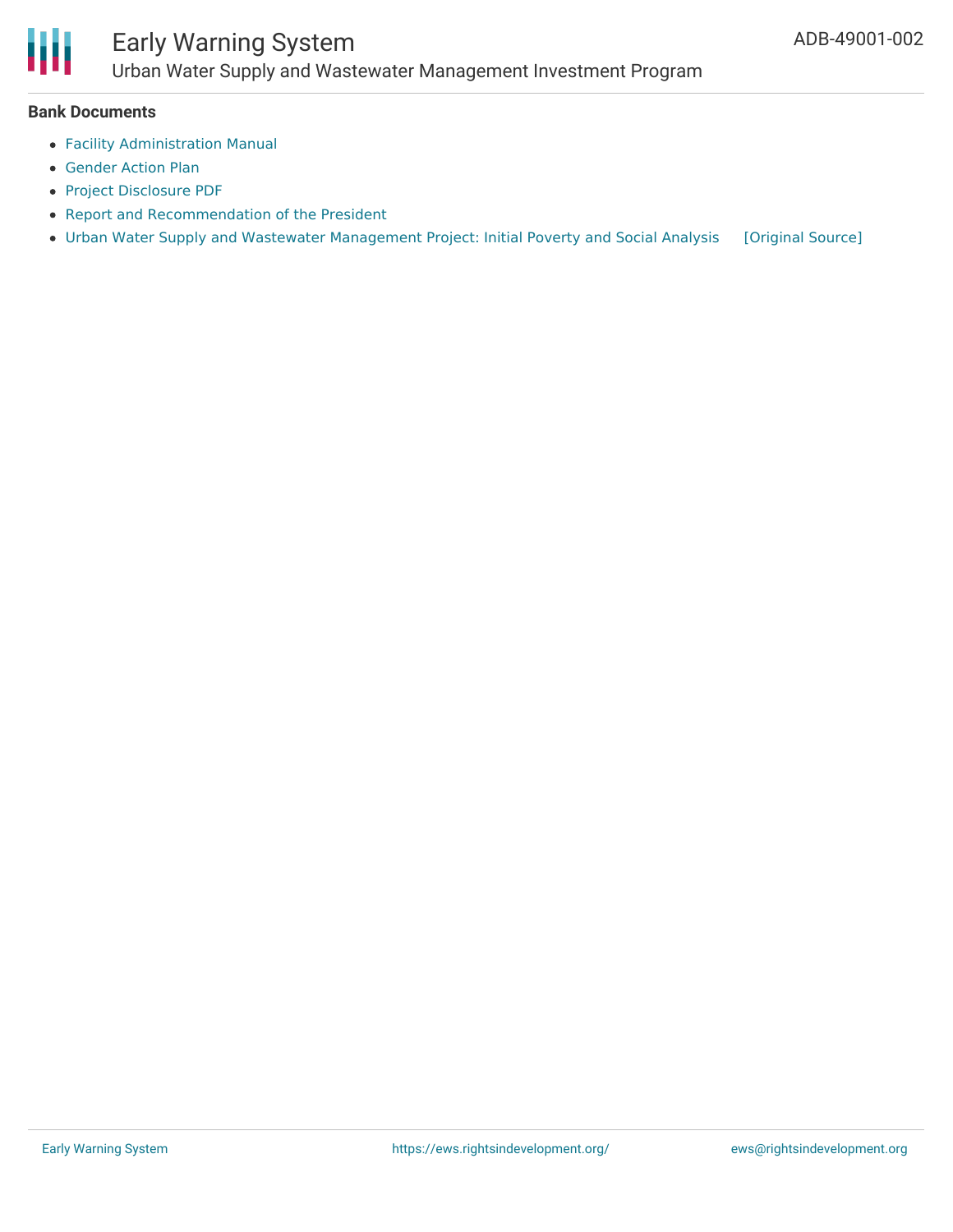**Bank Documents**

- Facility Administration Manual
- Gender Action Plan
- Project Disclosure PDF
- Report and Recommendation of the President
- Urban Water Supply and Wastewater Management Project: Initial Poverty and Social Analysis [Original Source]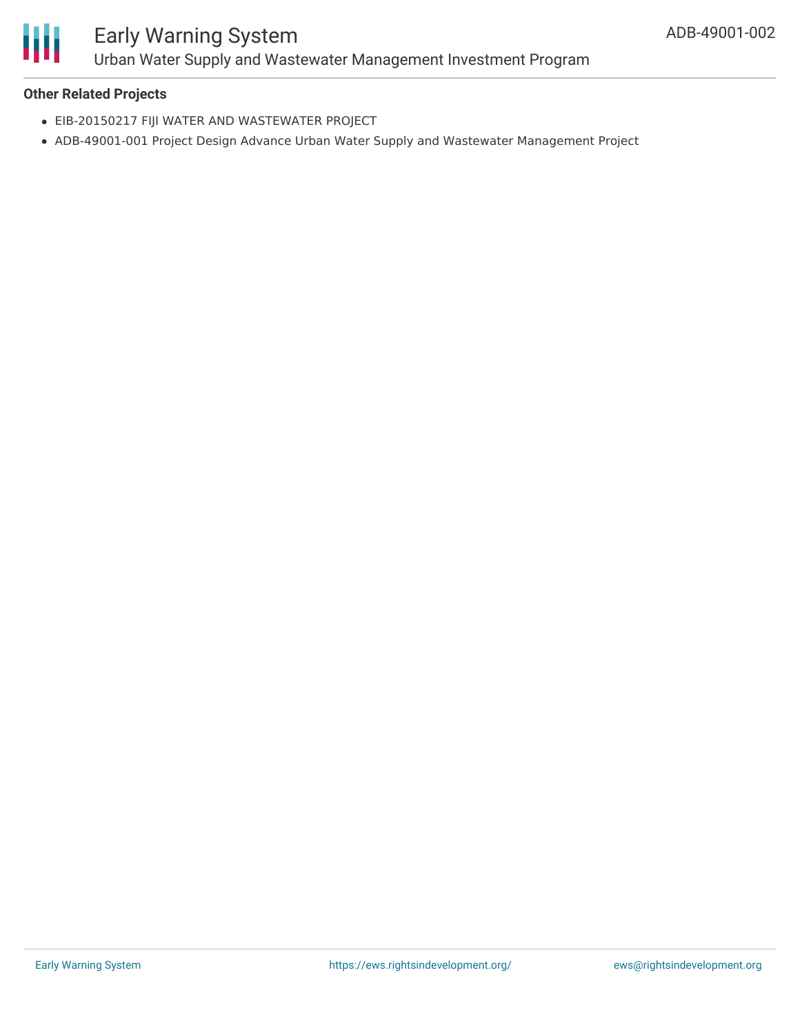**Other Related Projects**

- EIB-20150217 FIJI WATER AND WASTEWATER PROJECT
- ADB-49001-001 Project Design Advance Urban Water Supply and Wastewater Management Project